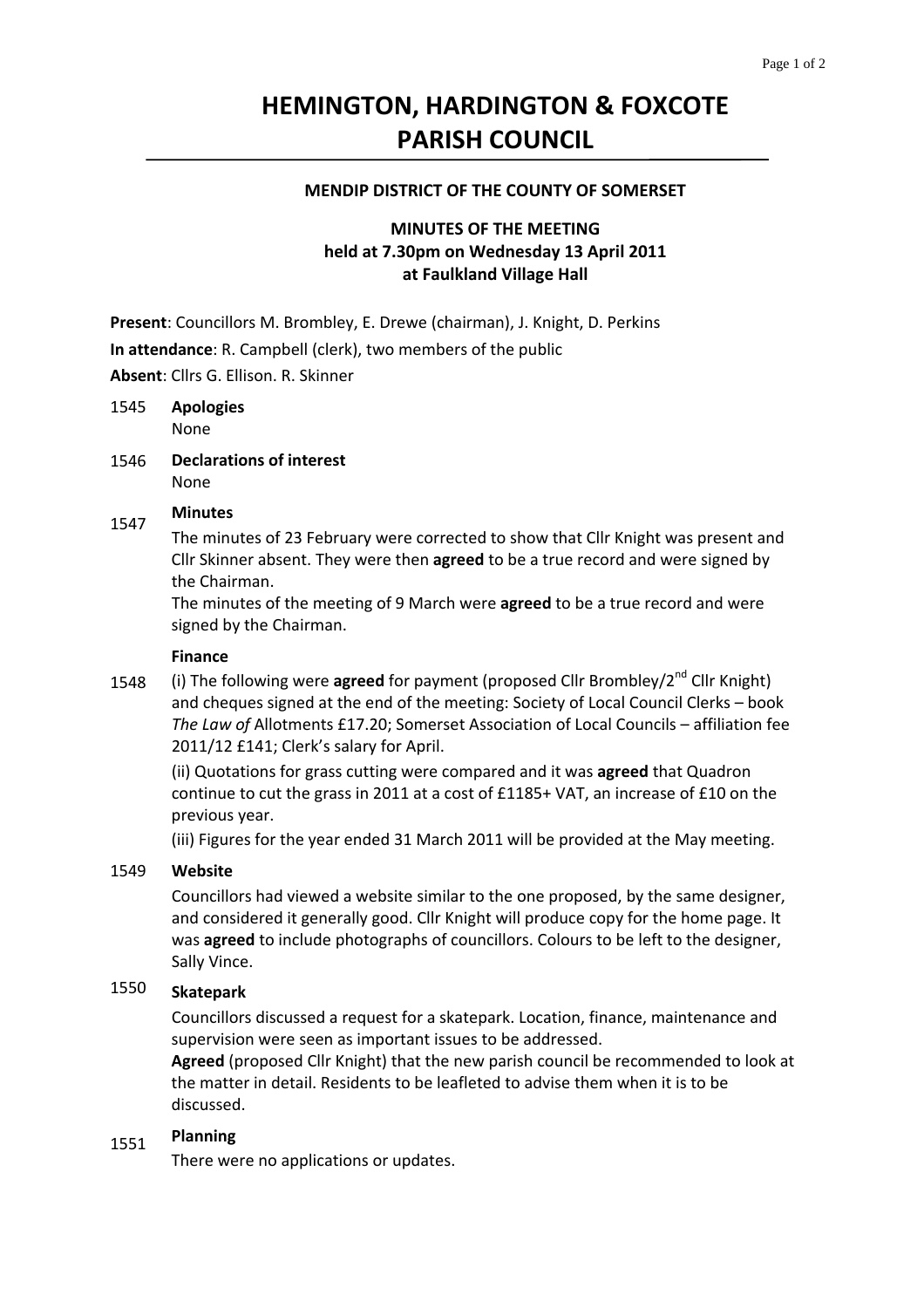# HEMINGTON, HARDINGTON & FOXCOTE PARISH COUNCIL

### MENDIP DISTRICT OF THE COUNTY OF SOMERSET

### MINUTES OF THE MEETING held at 7.30pm on Wednesday 13 April 2011 at Faulkland Village Hall

**Present**: Councillors M. Brombley, E. Drewe (chairman), J. Knight, D. Perkins

**In attendance**: R. Campbell (clerk), two members of the public

**Absent**: Cllrs G. Ellison. R. Skinner

1545 **Apologies**

None

1546 **Declarations of interest**

None

1547 **Minutes**

The minutes of 23 February were corrected to show that Cllr Knight was present and Cllr Skinner absent. They were then **agreed** to be a true record and were signed by the Chairman.

The minutes of the meeting of 9 March were **agreed** to be a true record and were signed by the Chairman.

1548 **Finance**

(i) The following were **agreed** for payment (proposed Cllr Brombley/2nd Cllr Knight) and cheques signed at the end of the meeting: Society of Local Council Clerks – book *The Law of* Allotments £17.20; Somerset Association of Local Councils – affiliation fee 2011/12 £141; Clerk's salary for April.

(ii) Quotations for grass cutting were compared and it was **agreed** that Quadron continue to cut the grass in 2011 at a cost of £1185+ VAT, an increase of £10 on the previous year.

(iii) Figures for the year ended 31 March 2011 will be provided at the May meeting.

1549 **Website**

Councillors had viewed a website similar to the one proposed, by the same designer, and considered it generally good. Cllr Knight will produce copy for the home page. It was **agreed** to include photographs of councillors. Colours to be left to the designer, Sally Vince.

1550 **Skatepark**

Councillors discussed a request for a skatepark. Location, finance, maintenance and supervision were seen as important issues to be addressed.

**Agreed** (proposed Cllr Knight) that the new parish council be recommended to look at the matter in detail. Residents to be leafleted to advise them when it is to be discussed.

1551 **Planning**

There were no applications or updates.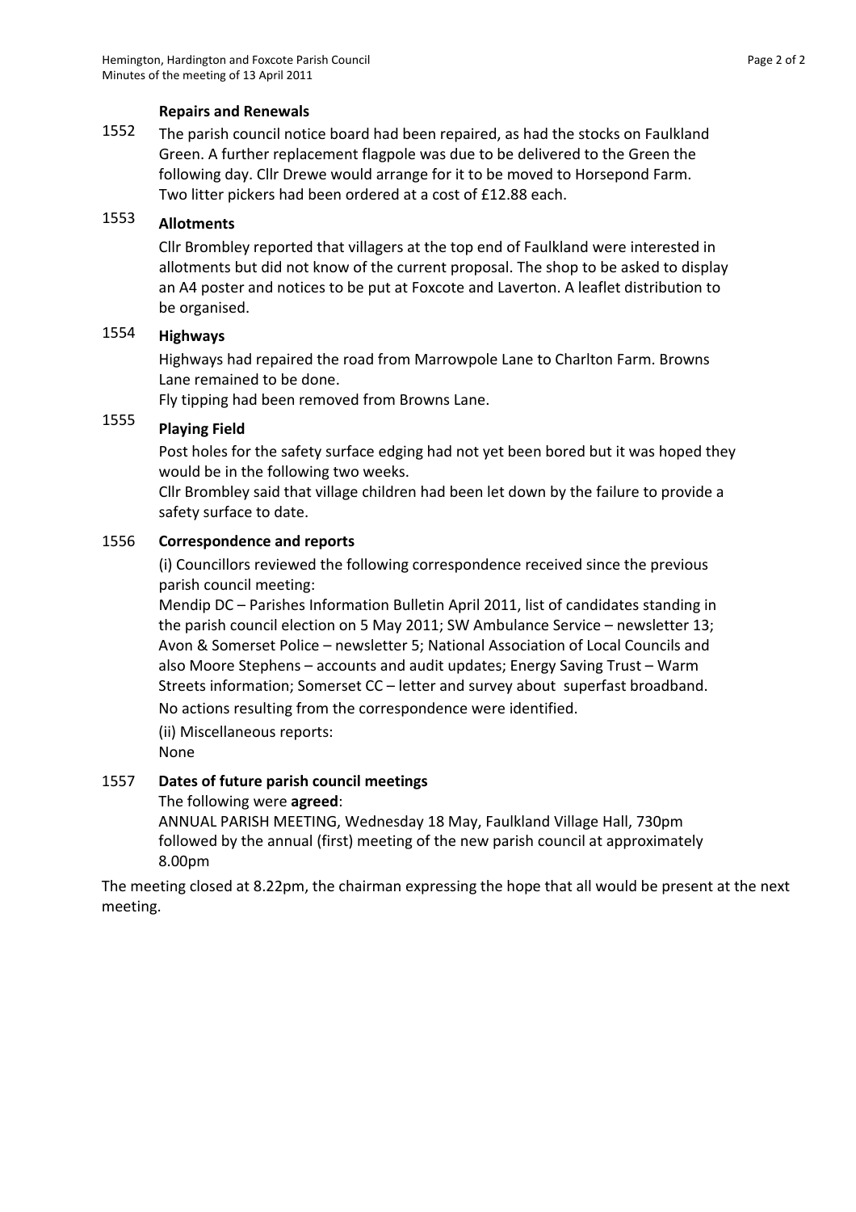**Repairs and Renewals**

1552 The parish council notice board had been repaired, as had the stocks on Faulkland Green. A further replacement flagpole was due to be delivered to the Green the following day. Cllr Drewe would arrange for it to be moved to Horsepond Farm. Two litter pickers had been ordered at a cost of £12.88 each.

1553 **Allotments**

Cllr Brombley reported that villagers at the top end of Faulkland were interested in allotments but did not know of the current proposal. The shop to be asked to display an A4 poster and notices to be put at Foxcote and Laverton. A leaflet distribution to be organised.

1554 **Highways**

Highways had repaired the road from Marrowpole Lane to Charlton Farm. Browns Lane remained to be done.
Fly tipping had been removed from Browns Lane.

1555 **Playing Field**

Post holes for the safety surface edging had not yet been bored but it was hoped they would be in the following two weeks.
Cllr Brombley said that village children had been let down by the failure to provide a safety surface to date.

1556 **Correspondence and reports**

(i) Councillors reviewed the following correspondence received since the previous parish council meeting:
Mendip DC – Parishes Information Bulletin April 2011, list of candidates standing in the parish council election on 5 May 2011; SW Ambulance Service – newsletter 13; Avon & Somerset Police – newsletter 5; National Association of Local Councils and also Moore Stephens – accounts and audit updates; Energy Saving Trust – Warm Streets information; Somerset CC – letter and survey about superfast broadband.
No actions resulting from the correspondence were identified.

(ii) Miscellaneous reports:
None

1557 **Dates of future parish council meetings**

The following were **agreed**:
ANNUAL PARISH MEETING, Wednesday 18 May, Faulkland Village Hall, 730pm followed by the annual (first) meeting of the new parish council at approximately 8.00pm

The meeting closed at 8.22pm, the chairman expressing the hope that all would be present at the next meeting.